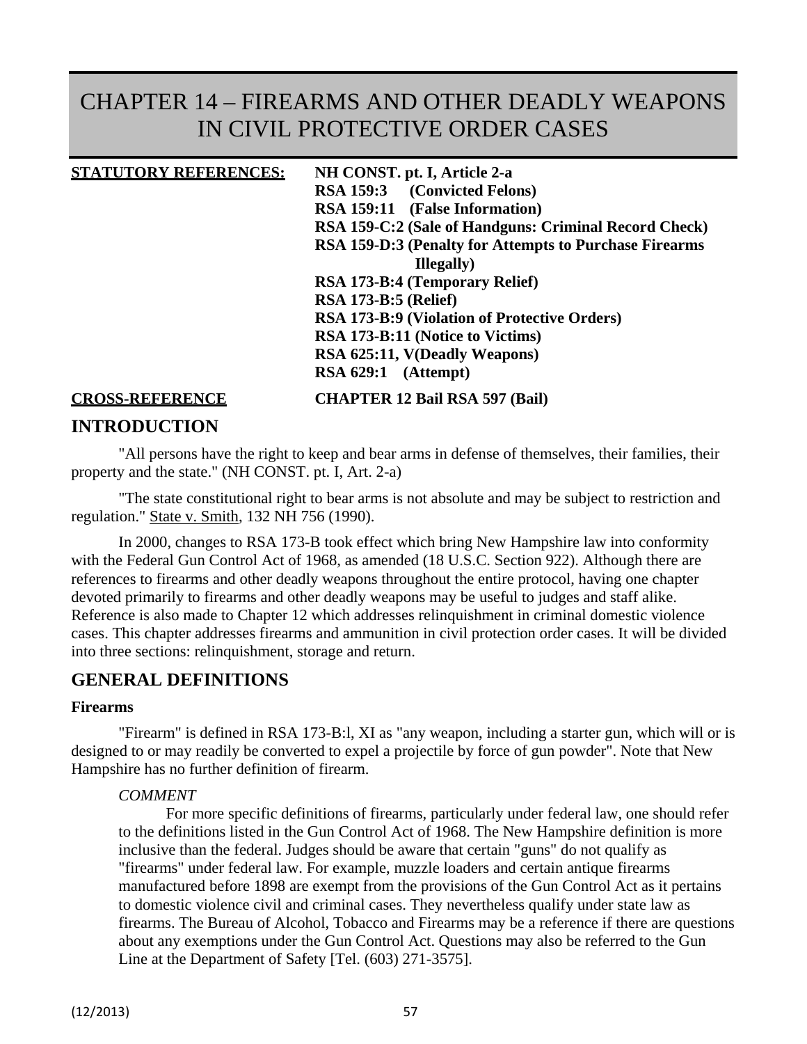# CHAPTER 14 – FIREARMS AND OTHER DEADLY WEAPONS IN CIVIL PROTECTIVE ORDER CASES

| **STATUTORY REFERENCES:** | **NH CONST. pt. I, Article 2-a** |
|---|---|
| | **RSA 159:3 (Convicted Felons)** |
| | **RSA 159:11 (False Information)** |
| | **RSA 159-C:2 (Sale of Handguns: Criminal Record Check)** |
| | **RSA 159-D:3 (Penalty for Attempts to Purchase Firearms Illegally)** |
| | **RSA 173-B:4 (Temporary Relief)** |
| | **RSA 173-B:5 (Relief)** |
| | **RSA 173-B:9 (Violation of Protective Orders)** |
| | **RSA 173-B:11 (Notice to Victims)** |
| | **RSA 625:11, V(Deadly Weapons)** |
| | **RSA 629:1 (Attempt)** |
| **CROSS-REFERENCE** | **CHAPTER 12 Bail RSA 597 (Bail)** |

## INTRODUCTION

"All persons have the right to keep and bear arms in defense of themselves, their families, their property and the state." (NH CONST. pt. I, Art. 2-a)

"The state constitutional right to bear arms is not absolute and may be subject to restriction and regulation." State v. Smith, 132 NH 756 (1990).

In 2000, changes to RSA 173-B took effect which bring New Hampshire law into conformity with the Federal Gun Control Act of 1968, as amended (18 U.S.C. Section 922). Although there are references to firearms and other deadly weapons throughout the entire protocol, having one chapter devoted primarily to firearms and other deadly weapons may be useful to judges and staff alike. Reference is also made to Chapter 12 which addresses relinquishment in criminal domestic violence cases. This chapter addresses firearms and ammunition in civil protection order cases. It will be divided into three sections: relinquishment, storage and return.

## GENERAL DEFINITIONS

### Firearms

"Firearm" is defined in RSA 173-B:l, XI as "any weapon, including a starter gun, which will or is designed to or may readily be converted to expel a projectile by force of gun powder". Note that New Hampshire has no further definition of firearm.

*COMMENT*

For more specific definitions of firearms, particularly under federal law, one should refer to the definitions listed in the Gun Control Act of 1968. The New Hampshire definition is more inclusive than the federal. Judges should be aware that certain "guns" do not qualify as "firearms" under federal law. For example, muzzle loaders and certain antique firearms manufactured before 1898 are exempt from the provisions of the Gun Control Act as it pertains to domestic violence civil and criminal cases. They nevertheless qualify under state law as firearms. The Bureau of Alcohol, Tobacco and Firearms may be a reference if there are questions about any exemptions under the Gun Control Act. Questions may also be referred to the Gun Line at the Department of Safety [Tel. (603) 271-3575].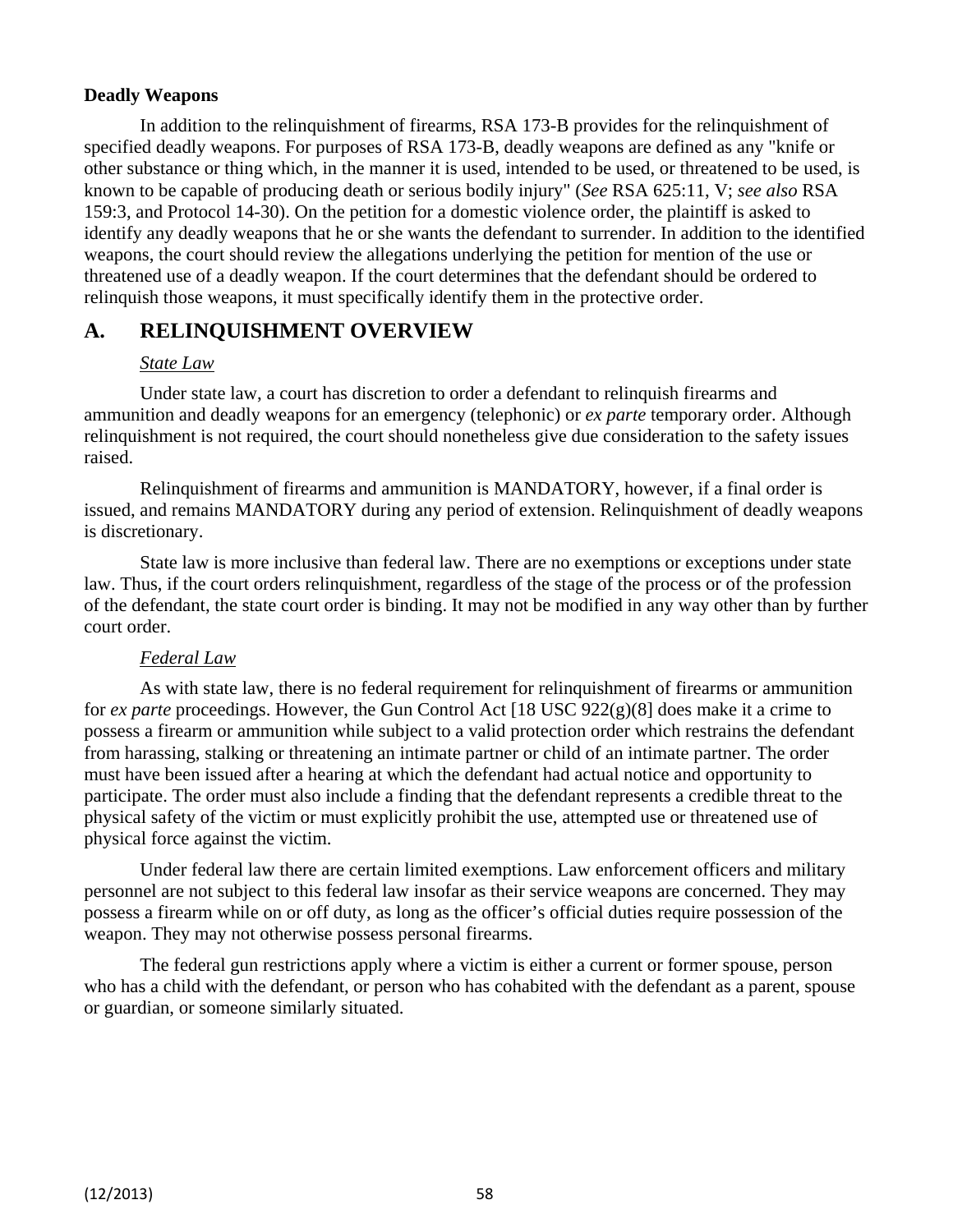**Deadly Weapons**

In addition to the relinquishment of firearms, RSA 173-B provides for the relinquishment of specified deadly weapons. For purposes of RSA 173-B, deadly weapons are defined as any "knife or other substance or thing which, in the manner it is used, intended to be used, or threatened to be used, is known to be capable of producing death or serious bodily injury" (*See* RSA 625:11, V; *see also* RSA 159:3, and Protocol 14-30). On the petition for a domestic violence order, the plaintiff is asked to identify any deadly weapons that he or she wants the defendant to surrender. In addition to the identified weapons, the court should review the allegations underlying the petition for mention of the use or threatened use of a deadly weapon. If the court determines that the defendant should be ordered to relinquish those weapons, it must specifically identify them in the protective order.

## A. RELINQUISHMENT OVERVIEW

*State Law*

Under state law, a court has discretion to order a defendant to relinquish firearms and ammunition and deadly weapons for an emergency (telephonic) or *ex parte* temporary order. Although relinquishment is not required, the court should nonetheless give due consideration to the safety issues raised.

Relinquishment of firearms and ammunition is MANDATORY, however, if a final order is issued, and remains MANDATORY during any period of extension. Relinquishment of deadly weapons is discretionary.

State law is more inclusive than federal law. There are no exemptions or exceptions under state law. Thus, if the court orders relinquishment, regardless of the stage of the process or of the profession of the defendant, the state court order is binding. It may not be modified in any way other than by further court order.

*Federal Law*

As with state law, there is no federal requirement for relinquishment of firearms or ammunition for *ex parte* proceedings. However, the Gun Control Act [18 USC 922(g)(8] does make it a crime to possess a firearm or ammunition while subject to a valid protection order which restrains the defendant from harassing, stalking or threatening an intimate partner or child of an intimate partner. The order must have been issued after a hearing at which the defendant had actual notice and opportunity to participate. The order must also include a finding that the defendant represents a credible threat to the physical safety of the victim or must explicitly prohibit the use, attempted use or threatened use of physical force against the victim.

Under federal law there are certain limited exemptions. Law enforcement officers and military personnel are not subject to this federal law insofar as their service weapons are concerned. They may possess a firearm while on or off duty, as long as the officer's official duties require possession of the weapon. They may not otherwise possess personal firearms.

The federal gun restrictions apply where a victim is either a current or former spouse, person who has a child with the defendant, or person who has cohabited with the defendant as a parent, spouse or guardian, or someone similarly situated.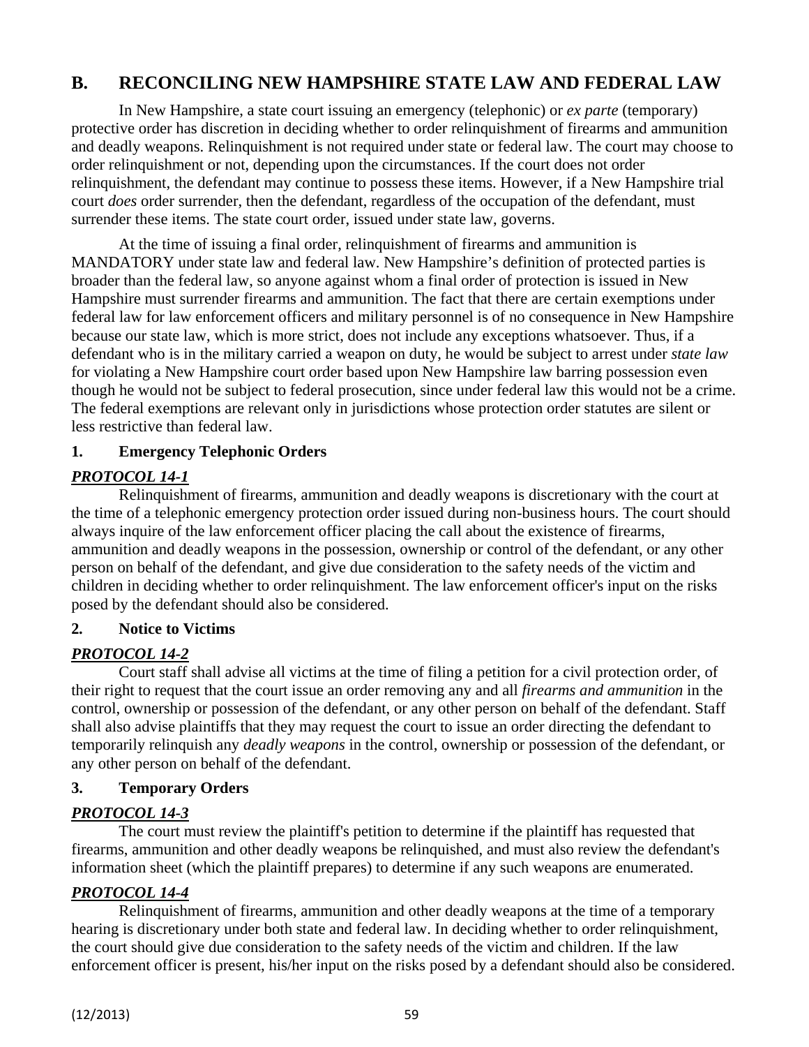## B. RECONCILING NEW HAMPSHIRE STATE LAW AND FEDERAL LAW

In New Hampshire, a state court issuing an emergency (telephonic) or *ex parte* (temporary) protective order has discretion in deciding whether to order relinquishment of firearms and ammunition and deadly weapons. Relinquishment is not required under state or federal law. The court may choose to order relinquishment or not, depending upon the circumstances. If the court does not order relinquishment, the defendant may continue to possess these items. However, if a New Hampshire trial court *does* order surrender, then the defendant, regardless of the occupation of the defendant, must surrender these items. The state court order, issued under state law, governs.

At the time of issuing a final order, relinquishment of firearms and ammunition is MANDATORY under state law and federal law. New Hampshire's definition of protected parties is broader than the federal law, so anyone against whom a final order of protection is issued in New Hampshire must surrender firearms and ammunition. The fact that there are certain exemptions under federal law for law enforcement officers and military personnel is of no consequence in New Hampshire because our state law, which is more strict, does not include any exceptions whatsoever. Thus, if a defendant who is in the military carried a weapon on duty, he would be subject to arrest under *state law* for violating a New Hampshire court order based upon New Hampshire law barring possession even though he would not be subject to federal prosecution, since under federal law this would not be a crime. The federal exemptions are relevant only in jurisdictions whose protection order statutes are silent or less restrictive than federal law.

### 1. Emergency Telephonic Orders

***PROTOCOL 14-1***

Relinquishment of firearms, ammunition and deadly weapons is discretionary with the court at the time of a telephonic emergency protection order issued during non-business hours. The court should always inquire of the law enforcement officer placing the call about the existence of firearms, ammunition and deadly weapons in the possession, ownership or control of the defendant, or any other person on behalf of the defendant, and give due consideration to the safety needs of the victim and children in deciding whether to order relinquishment. The law enforcement officer's input on the risks posed by the defendant should also be considered.

### 2. Notice to Victims

***PROTOCOL 14-2***

Court staff shall advise all victims at the time of filing a petition for a civil protection order, of their right to request that the court issue an order removing any and all *firearms and ammunition* in the control, ownership or possession of the defendant, or any other person on behalf of the defendant. Staff shall also advise plaintiffs that they may request the court to issue an order directing the defendant to temporarily relinquish any *deadly weapons* in the control, ownership or possession of the defendant, or any other person on behalf of the defendant.

### 3. Temporary Orders

***PROTOCOL 14-3***

The court must review the plaintiff's petition to determine if the plaintiff has requested that firearms, ammunition and other deadly weapons be relinquished, and must also review the defendant's information sheet (which the plaintiff prepares) to determine if any such weapons are enumerated.

***PROTOCOL 14-4***

Relinquishment of firearms, ammunition and other deadly weapons at the time of a temporary hearing is discretionary under both state and federal law. In deciding whether to order relinquishment, the court should give due consideration to the safety needs of the victim and children. If the law enforcement officer is present, his/her input on the risks posed by a defendant should also be considered.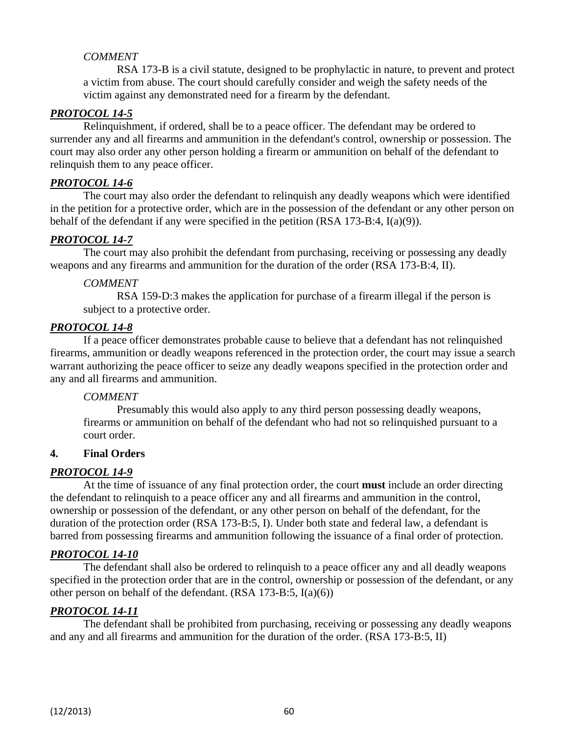*COMMENT*

RSA 173-B is a civil statute, designed to be prophylactic in nature, to prevent and protect a victim from abuse. The court should carefully consider and weigh the safety needs of the victim against any demonstrated need for a firearm by the defendant.

***PROTOCOL 14-5***

Relinquishment, if ordered, shall be to a peace officer. The defendant may be ordered to surrender any and all firearms and ammunition in the defendant's control, ownership or possession. The court may also order any other person holding a firearm or ammunition on behalf of the defendant to relinquish them to any peace officer.

***PROTOCOL 14-6***

The court may also order the defendant to relinquish any deadly weapons which were identified in the petition for a protective order, which are in the possession of the defendant or any other person on behalf of the defendant if any were specified in the petition (RSA 173-B:4, I(a)(9)).

***PROTOCOL 14-7***

The court may also prohibit the defendant from purchasing, receiving or possessing any deadly weapons and any firearms and ammunition for the duration of the order (RSA 173-B:4, II).

*COMMENT*

RSA 159-D:3 makes the application for purchase of a firearm illegal if the person is subject to a protective order.

***PROTOCOL 14-8***

If a peace officer demonstrates probable cause to believe that a defendant has not relinquished firearms, ammunition or deadly weapons referenced in the protection order, the court may issue a search warrant authorizing the peace officer to seize any deadly weapons specified in the protection order and any and all firearms and ammunition.

*COMMENT*

Presumably this would also apply to any third person possessing deadly weapons, firearms or ammunition on behalf of the defendant who had not so relinquished pursuant to a court order.

**4. Final Orders**

***PROTOCOL 14-9***

At the time of issuance of any final protection order, the court **must** include an order directing the defendant to relinquish to a peace officer any and all firearms and ammunition in the control, ownership or possession of the defendant, or any other person on behalf of the defendant, for the duration of the protection order (RSA 173-B:5, I). Under both state and federal law, a defendant is barred from possessing firearms and ammunition following the issuance of a final order of protection.

***PROTOCOL 14-10***

The defendant shall also be ordered to relinquish to a peace officer any and all deadly weapons specified in the protection order that are in the control, ownership or possession of the defendant, or any other person on behalf of the defendant. (RSA 173-B:5, I(a)(6))

***PROTOCOL 14-11***

The defendant shall be prohibited from purchasing, receiving or possessing any deadly weapons and any and all firearms and ammunition for the duration of the order. (RSA 173-B:5, II)

(12/2013)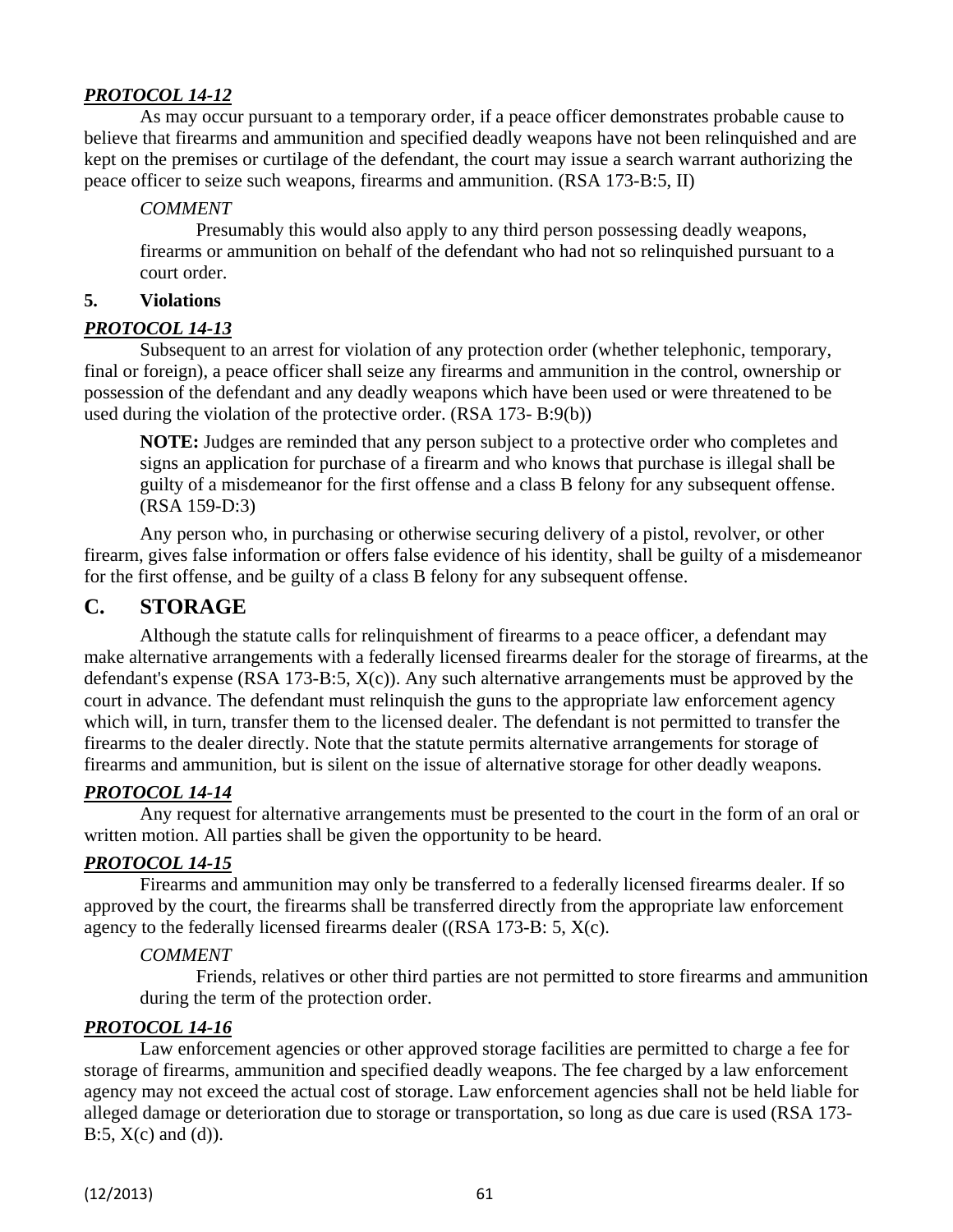***PROTOCOL 14-12***

As may occur pursuant to a temporary order, if a peace officer demonstrates probable cause to believe that firearms and ammunition and specified deadly weapons have not been relinquished and are kept on the premises or curtilage of the defendant, the court may issue a search warrant authorizing the peace officer to seize such weapons, firearms and ammunition. (RSA 173-B:5, II)

> *COMMENT*
>
> Presumably this would also apply to any third person possessing deadly weapons, firearms or ammunition on behalf of the defendant who had not so relinquished pursuant to a court order.

**5. Violations**

***PROTOCOL 14-13***

Subsequent to an arrest for violation of any protection order (whether telephonic, temporary, final or foreign), a peace officer shall seize any firearms and ammunition in the control, ownership or possession of the defendant and any deadly weapons which have been used or were threatened to be used during the violation of the protective order. (RSA 173- B:9(b))

> **NOTE:** Judges are reminded that any person subject to a protective order who completes and signs an application for purchase of a firearm and who knows that purchase is illegal shall be guilty of a misdemeanor for the first offense and a class B felony for any subsequent offense. (RSA 159-D:3)

Any person who, in purchasing or otherwise securing delivery of a pistol, revolver, or other firearm, gives false information or offers false evidence of his identity, shall be guilty of a misdemeanor for the first offense, and be guilty of a class B felony for any subsequent offense.

## C. STORAGE

Although the statute calls for relinquishment of firearms to a peace officer, a defendant may make alternative arrangements with a federally licensed firearms dealer for the storage of firearms, at the defendant's expense (RSA 173-B:5, X(c)). Any such alternative arrangements must be approved by the court in advance. The defendant must relinquish the guns to the appropriate law enforcement agency which will, in turn, transfer them to the licensed dealer. The defendant is not permitted to transfer the firearms to the dealer directly. Note that the statute permits alternative arrangements for storage of firearms and ammunition, but is silent on the issue of alternative storage for other deadly weapons.

***PROTOCOL 14-14***

Any request for alternative arrangements must be presented to the court in the form of an oral or written motion. All parties shall be given the opportunity to be heard.

***PROTOCOL 14-15***

Firearms and ammunition may only be transferred to a federally licensed firearms dealer. If so approved by the court, the firearms shall be transferred directly from the appropriate law enforcement agency to the federally licensed firearms dealer ((RSA 173-B: 5, X(c).

> *COMMENT*
>
> Friends, relatives or other third parties are not permitted to store firearms and ammunition during the term of the protection order.

***PROTOCOL 14-16***

Law enforcement agencies or other approved storage facilities are permitted to charge a fee for storage of firearms, ammunition and specified deadly weapons. The fee charged by a law enforcement agency may not exceed the actual cost of storage. Law enforcement agencies shall not be held liable for alleged damage or deterioration due to storage or transportation, so long as due care is used (RSA 173-B:5, X(c) and (d)).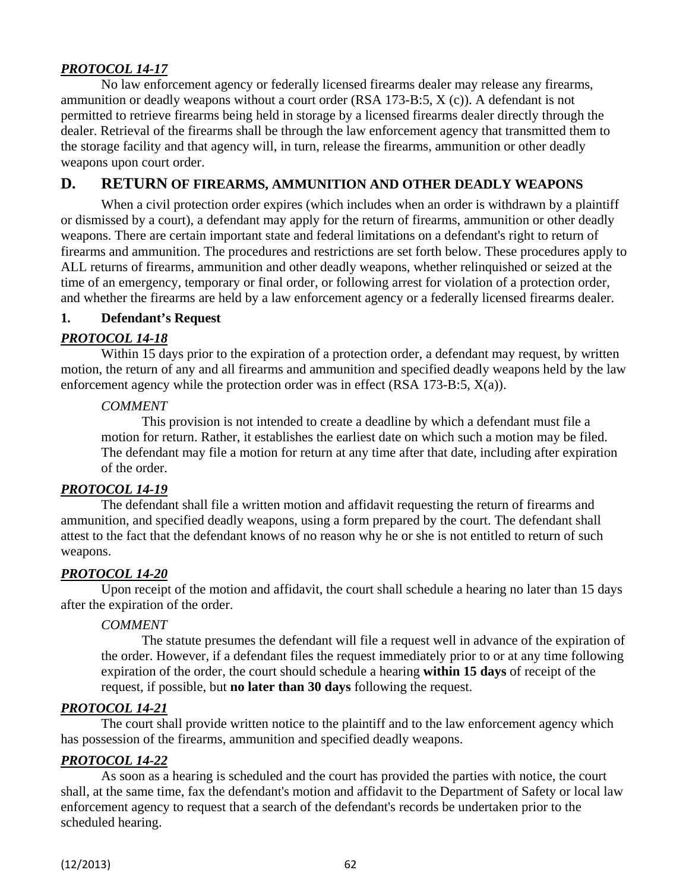***PROTOCOL 14-17***

No law enforcement agency or federally licensed firearms dealer may release any firearms, ammunition or deadly weapons without a court order (RSA 173-B:5, X (c)). A defendant is not permitted to retrieve firearms being held in storage by a licensed firearms dealer directly through the dealer. Retrieval of the firearms shall be through the law enforcement agency that transmitted them to the storage facility and that agency will, in turn, release the firearms, ammunition or other deadly weapons upon court order.

## D. RETURN OF FIREARMS, AMMUNITION AND OTHER DEADLY WEAPONS

When a civil protection order expires (which includes when an order is withdrawn by a plaintiff or dismissed by a court), a defendant may apply for the return of firearms, ammunition or other deadly weapons. There are certain important state and federal limitations on a defendant's right to return of firearms and ammunition. The procedures and restrictions are set forth below. These procedures apply to ALL returns of firearms, ammunition and other deadly weapons, whether relinquished or seized at the time of an emergency, temporary or final order, or following arrest for violation of a protection order, and whether the firearms are held by a law enforcement agency or a federally licensed firearms dealer.

### 1. Defendant's Request

***PROTOCOL 14-18***

Within 15 days prior to the expiration of a protection order, a defendant may request, by written motion, the return of any and all firearms and ammunition and specified deadly weapons held by the law enforcement agency while the protection order was in effect (RSA 173-B:5, X(a)).

> *COMMENT*
>
> This provision is not intended to create a deadline by which a defendant must file a motion for return. Rather, it establishes the earliest date on which such a motion may be filed. The defendant may file a motion for return at any time after that date, including after expiration of the order.

***PROTOCOL 14-19***

The defendant shall file a written motion and affidavit requesting the return of firearms and ammunition, and specified deadly weapons, using a form prepared by the court. The defendant shall attest to the fact that the defendant knows of no reason why he or she is not entitled to return of such weapons.

***PROTOCOL 14-20***

Upon receipt of the motion and affidavit, the court shall schedule a hearing no later than 15 days after the expiration of the order.

> *COMMENT*
>
> The statute presumes the defendant will file a request well in advance of the expiration of the order. However, if a defendant files the request immediately prior to or at any time following expiration of the order, the court should schedule a hearing **within 15 days** of receipt of the request, if possible, but **no later than 30 days** following the request.

***PROTOCOL 14-21***

The court shall provide written notice to the plaintiff and to the law enforcement agency which has possession of the firearms, ammunition and specified deadly weapons.

***PROTOCOL 14-22***

As soon as a hearing is scheduled and the court has provided the parties with notice, the court shall, at the same time, fax the defendant's motion and affidavit to the Department of Safety or local law enforcement agency to request that a search of the defendant's records be undertaken prior to the scheduled hearing.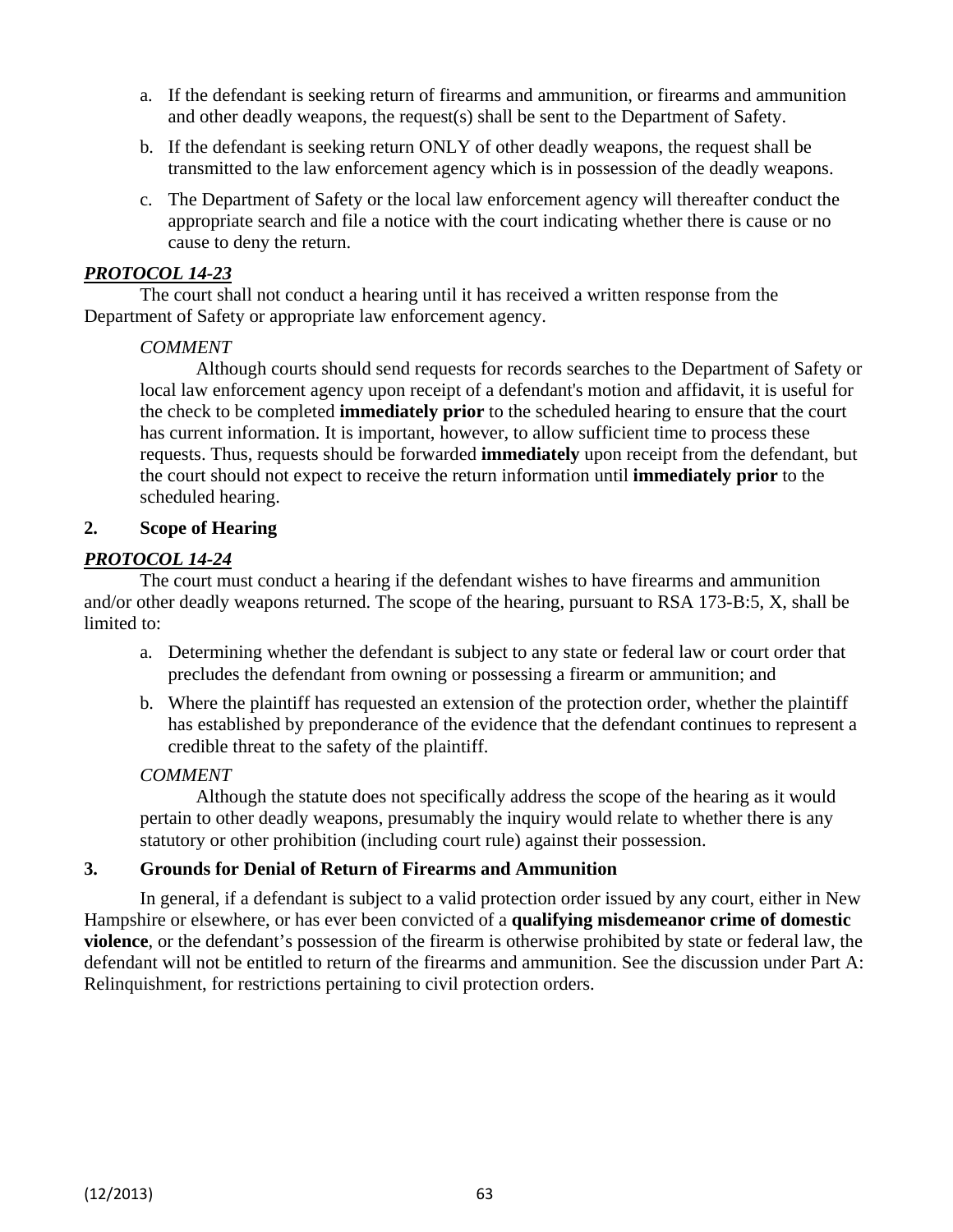a. If the defendant is seeking return of firearms and ammunition, or firearms and ammunition and other deadly weapons, the request(s) shall be sent to the Department of Safety.

b. If the defendant is seeking return ONLY of other deadly weapons, the request shall be transmitted to the law enforcement agency which is in possession of the deadly weapons.

c. The Department of Safety or the local law enforcement agency will thereafter conduct the appropriate search and file a notice with the court indicating whether there is cause or no cause to deny the return.

***PROTOCOL 14-23***

The court shall not conduct a hearing until it has received a written response from the Department of Safety or appropriate law enforcement agency.

*COMMENT*

Although courts should send requests for records searches to the Department of Safety or local law enforcement agency upon receipt of a defendant's motion and affidavit, it is useful for the check to be completed **immediately prior** to the scheduled hearing to ensure that the court has current information. It is important, however, to allow sufficient time to process these requests. Thus, requests should be forwarded **immediately** upon receipt from the defendant, but the court should not expect to receive the return information until **immediately prior** to the scheduled hearing.

## 2. Scope of Hearing

***PROTOCOL 14-24***

The court must conduct a hearing if the defendant wishes to have firearms and ammunition and/or other deadly weapons returned. The scope of the hearing, pursuant to RSA 173-B:5, X, shall be limited to:

a. Determining whether the defendant is subject to any state or federal law or court order that precludes the defendant from owning or possessing a firearm or ammunition; and

b. Where the plaintiff has requested an extension of the protection order, whether the plaintiff has established by preponderance of the evidence that the defendant continues to represent a credible threat to the safety of the plaintiff.

*COMMENT*

Although the statute does not specifically address the scope of the hearing as it would pertain to other deadly weapons, presumably the inquiry would relate to whether there is any statutory or other prohibition (including court rule) against their possession.

## 3. Grounds for Denial of Return of Firearms and Ammunition

In general, if a defendant is subject to a valid protection order issued by any court, either in New Hampshire or elsewhere, or has ever been convicted of a **qualifying misdemeanor crime of domestic violence**, or the defendant's possession of the firearm is otherwise prohibited by state or federal law, the defendant will not be entitled to return of the firearms and ammunition. See the discussion under Part A: Relinquishment, for restrictions pertaining to civil protection orders.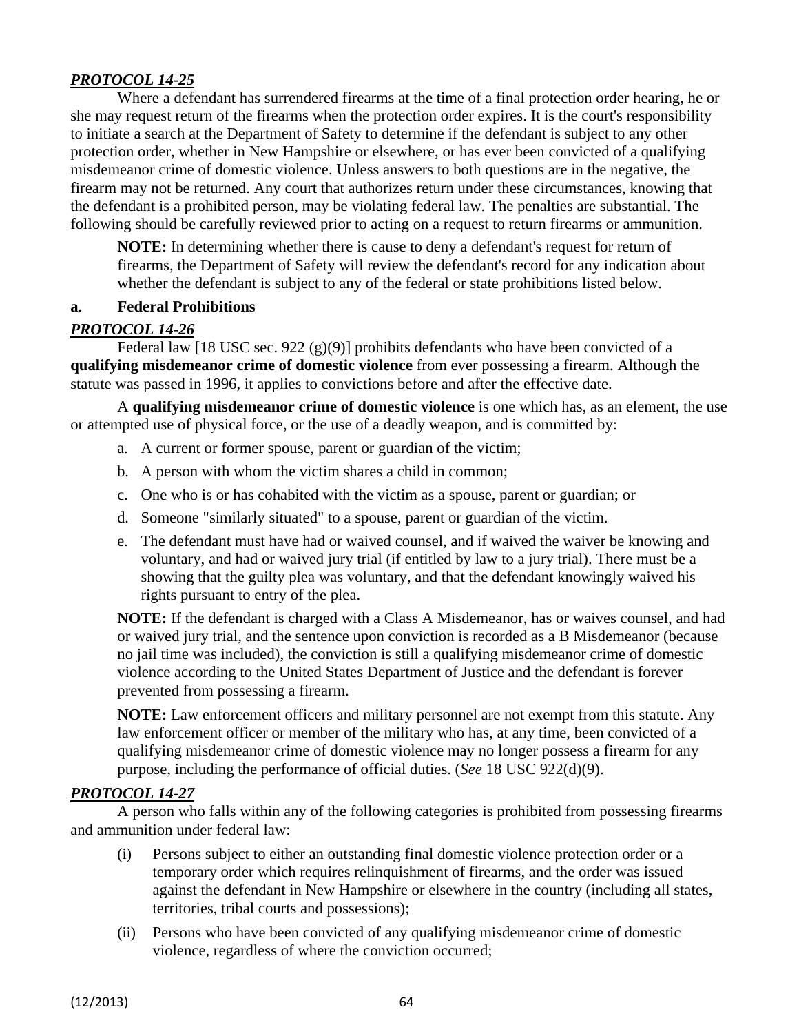***PROTOCOL 14-25***

Where a defendant has surrendered firearms at the time of a final protection order hearing, he or she may request return of the firearms when the protection order expires. It is the court's responsibility to initiate a search at the Department of Safety to determine if the defendant is subject to any other protection order, whether in New Hampshire or elsewhere, or has ever been convicted of a qualifying misdemeanor crime of domestic violence. Unless answers to both questions are in the negative, the firearm may not be returned. Any court that authorizes return under these circumstances, knowing that the defendant is a prohibited person, may be violating federal law. The penalties are substantial. The following should be carefully reviewed prior to acting on a request to return firearms or ammunition.

> **NOTE:** In determining whether there is cause to deny a defendant's request for return of firearms, the Department of Safety will review the defendant's record for any indication about whether the defendant is subject to any of the federal or state prohibitions listed below.

**a. Federal Prohibitions**

***PROTOCOL 14-26***

Federal law [18 USC sec. 922 (g)(9)] prohibits defendants who have been convicted of a **qualifying misdemeanor crime of domestic violence** from ever possessing a firearm. Although the statute was passed in 1996, it applies to convictions before and after the effective date.

A **qualifying misdemeanor crime of domestic violence** is one which has, as an element, the use or attempted use of physical force, or the use of a deadly weapon, and is committed by:

a. A current or former spouse, parent or guardian of the victim;

b. A person with whom the victim shares a child in common;

c. One who is or has cohabited with the victim as a spouse, parent or guardian; or

d. Someone "similarly situated" to a spouse, parent or guardian of the victim.

e. The defendant must have had or waived counsel, and if waived the waiver be knowing and voluntary, and had or waived jury trial (if entitled by law to a jury trial). There must be a showing that the guilty plea was voluntary, and that the defendant knowingly waived his rights pursuant to entry of the plea.

> **NOTE:** If the defendant is charged with a Class A Misdemeanor, has or waives counsel, and had or waived jury trial, and the sentence upon conviction is recorded as a B Misdemeanor (because no jail time was included), the conviction is still a qualifying misdemeanor crime of domestic violence according to the United States Department of Justice and the defendant is forever prevented from possessing a firearm.

> **NOTE:** Law enforcement officers and military personnel are not exempt from this statute. Any law enforcement officer or member of the military who has, at any time, been convicted of a qualifying misdemeanor crime of domestic violence may no longer possess a firearm for any purpose, including the performance of official duties. (*See* 18 USC 922(d)(9).

***PROTOCOL 14-27***

A person who falls within any of the following categories is prohibited from possessing firearms and ammunition under federal law:

(i) Persons subject to either an outstanding final domestic violence protection order or a temporary order which requires relinquishment of firearms, and the order was issued against the defendant in New Hampshire or elsewhere in the country (including all states, territories, tribal courts and possessions);

(ii) Persons who have been convicted of any qualifying misdemeanor crime of domestic violence, regardless of where the conviction occurred;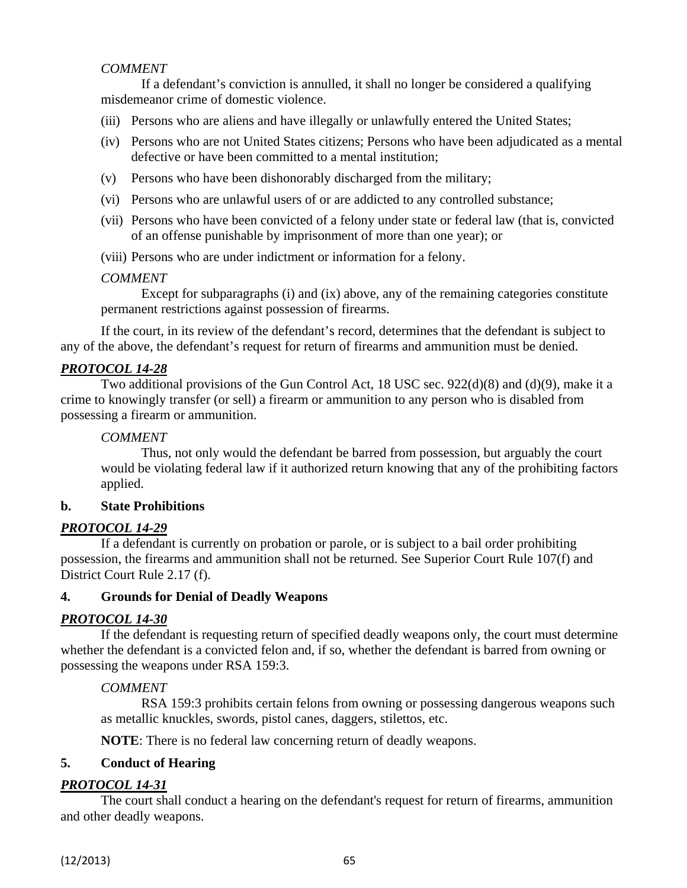*COMMENT*

If a defendant's conviction is annulled, it shall no longer be considered a qualifying misdemeanor crime of domestic violence.

(iii) Persons who are aliens and have illegally or unlawfully entered the United States;

(iv) Persons who are not United States citizens; Persons who have been adjudicated as a mental defective or have been committed to a mental institution;

(v) Persons who have been dishonorably discharged from the military;

(vi) Persons who are unlawful users of or are addicted to any controlled substance;

(vii) Persons who have been convicted of a felony under state or federal law (that is, convicted of an offense punishable by imprisonment of more than one year); or

(viii) Persons who are under indictment or information for a felony.

*COMMENT*

Except for subparagraphs (i) and (ix) above, any of the remaining categories constitute permanent restrictions against possession of firearms.

If the court, in its review of the defendant's record, determines that the defendant is subject to any of the above, the defendant's request for return of firearms and ammunition must be denied.

***PROTOCOL 14-28***

Two additional provisions of the Gun Control Act, 18 USC sec. 922(d)(8) and (d)(9), make it a crime to knowingly transfer (or sell) a firearm or ammunition to any person who is disabled from possessing a firearm or ammunition.

*COMMENT*

Thus, not only would the defendant be barred from possession, but arguably the court would be violating federal law if it authorized return knowing that any of the prohibiting factors applied.

**b. State Prohibitions**

***PROTOCOL 14-29***

If a defendant is currently on probation or parole, or is subject to a bail order prohibiting possession, the firearms and ammunition shall not be returned. See Superior Court Rule 107(f) and District Court Rule 2.17 (f).

**4. Grounds for Denial of Deadly Weapons**

***PROTOCOL 14-30***

If the defendant is requesting return of specified deadly weapons only, the court must determine whether the defendant is a convicted felon and, if so, whether the defendant is barred from owning or possessing the weapons under RSA 159:3.

*COMMENT*

RSA 159:3 prohibits certain felons from owning or possessing dangerous weapons such as metallic knuckles, swords, pistol canes, daggers, stilettos, etc.

**NOTE**: There is no federal law concerning return of deadly weapons.

**5. Conduct of Hearing**

***PROTOCOL 14-31***

The court shall conduct a hearing on the defendant's request for return of firearms, ammunition and other deadly weapons.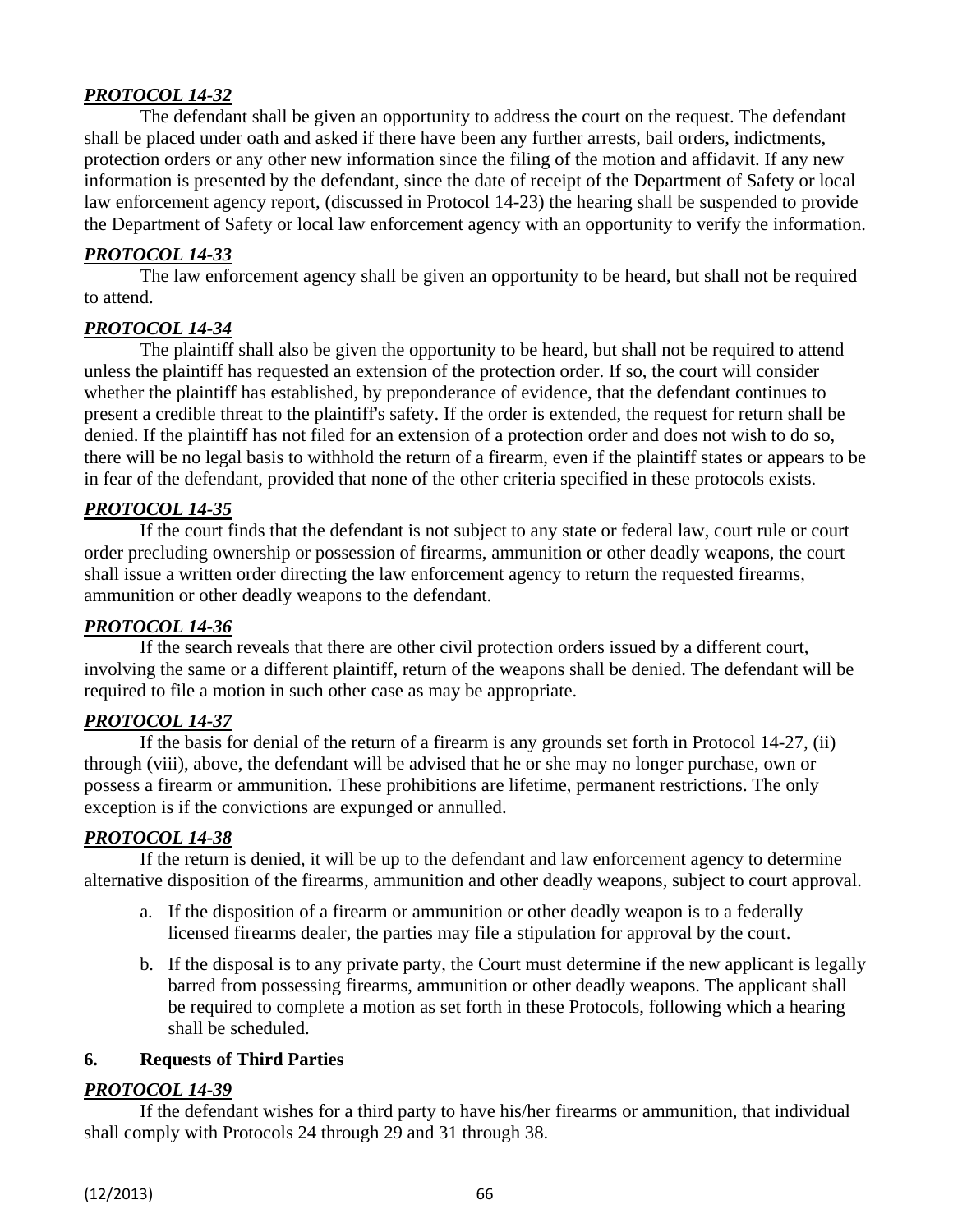***PROTOCOL 14-32***

The defendant shall be given an opportunity to address the court on the request. The defendant shall be placed under oath and asked if there have been any further arrests, bail orders, indictments, protection orders or any other new information since the filing of the motion and affidavit. If any new information is presented by the defendant, since the date of receipt of the Department of Safety or local law enforcement agency report, (discussed in Protocol 14-23) the hearing shall be suspended to provide the Department of Safety or local law enforcement agency with an opportunity to verify the information.

***PROTOCOL 14-33***

The law enforcement agency shall be given an opportunity to be heard, but shall not be required to attend.

***PROTOCOL 14-34***

The plaintiff shall also be given the opportunity to be heard, but shall not be required to attend unless the plaintiff has requested an extension of the protection order. If so, the court will consider whether the plaintiff has established, by preponderance of evidence, that the defendant continues to present a credible threat to the plaintiff's safety. If the order is extended, the request for return shall be denied. If the plaintiff has not filed for an extension of a protection order and does not wish to do so, there will be no legal basis to withhold the return of a firearm, even if the plaintiff states or appears to be in fear of the defendant, provided that none of the other criteria specified in these protocols exists.

***PROTOCOL 14-35***

If the court finds that the defendant is not subject to any state or federal law, court rule or court order precluding ownership or possession of firearms, ammunition or other deadly weapons, the court shall issue a written order directing the law enforcement agency to return the requested firearms, ammunition or other deadly weapons to the defendant.

***PROTOCOL 14-36***

If the search reveals that there are other civil protection orders issued by a different court, involving the same or a different plaintiff, return of the weapons shall be denied. The defendant will be required to file a motion in such other case as may be appropriate.

***PROTOCOL 14-37***

If the basis for denial of the return of a firearm is any grounds set forth in Protocol 14-27, (ii) through (viii), above, the defendant will be advised that he or she may no longer purchase, own or possess a firearm or ammunition. These prohibitions are lifetime, permanent restrictions. The only exception is if the convictions are expunged or annulled.

***PROTOCOL 14-38***

If the return is denied, it will be up to the defendant and law enforcement agency to determine alternative disposition of the firearms, ammunition and other deadly weapons, subject to court approval.

a. If the disposition of a firearm or ammunition or other deadly weapon is to a federally licensed firearms dealer, the parties may file a stipulation for approval by the court.

b. If the disposal is to any private party, the Court must determine if the new applicant is legally barred from possessing firearms, ammunition or other deadly weapons. The applicant shall be required to complete a motion as set forth in these Protocols, following which a hearing shall be scheduled.

## 6. Requests of Third Parties

***PROTOCOL 14-39***

If the defendant wishes for a third party to have his/her firearms or ammunition, that individual shall comply with Protocols 24 through 29 and 31 through 38.